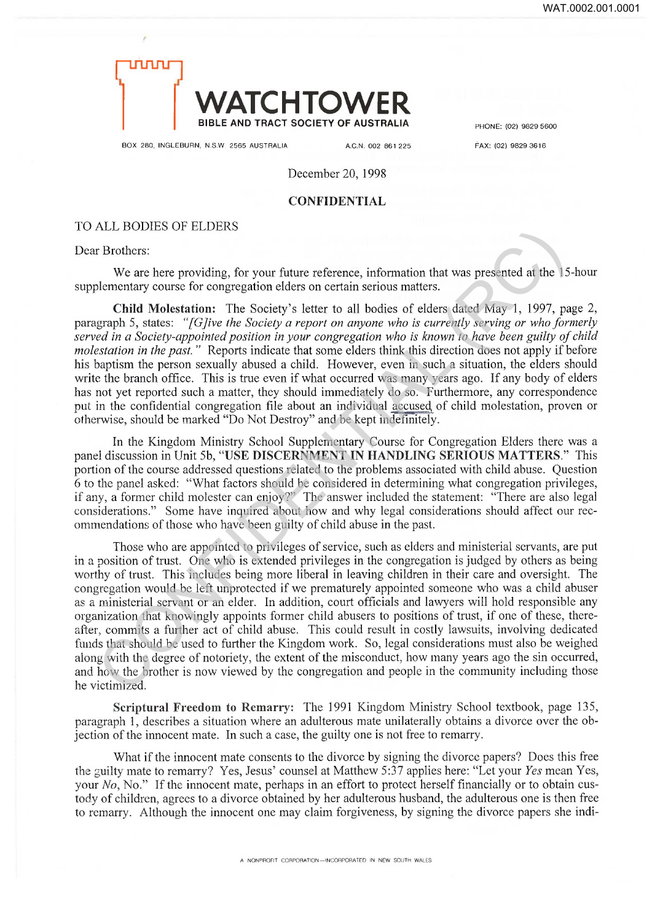WAT.0002.001.0001

# WATCHTOWER

BIBLE AND TRACT SOCIETY OF AUSTRALIA

BOX 280, INGLEBURN, N.S.W. 2565 AUSTRALIA A.C.N. 002 861 225

PHONE: (02) 9829 5600

FAX: (02) 9829 3616

December 20, 1998

**CONFIDENTIAL**

TO ALL BODIES OF ELDERS

Dear Brothers:

We are here providing, for your future reference, information that was presented at the 15-hour supplementary course for congregation elders on certain serious matters.

**Child Molestation:** The Society's letter to all bodies of elders dated May 1, 1997, page 2, paragraph 5, states: *"[G]ive the Society a report on anyone who is currently serving or who formerly served in a Society-appointed position in your congregation who is known to have been guilty of child molestation in the past."* Reports indicate that some elders think this direction does not apply if before his baptism the person sexually abused a child. However, even in such a situation, the elders should write the branch office. This is true even if what occurred was many years ago. If any body of elders has not yet reported such a matter, they should immediately do so. Furthermore, any correspondence put in the confidential congregation file about an individual accused of child molestation, proven or otherwise, should be marked "Do Not Destroy" and be kept indefinitely.

In the Kingdom Ministry School Supplementary Course for Congregation Elders there was a panel discussion in Unit 5b, "**USE DISCERNMENT IN HANDLING SERIOUS MATTERS**." This portion of the course addressed questions related to the problems associated with child abuse. Question 6 to the panel asked: "What factors should be considered in determining what congregation privileges, if any, a former child molester can enjoy?" The answer included the statement: "There are also legal considerations." Some have inquired about how and why legal considerations should affect our recommendations of those who have been guilty of child abuse in the past.

Those who are appointed to privileges of service, such as elders and ministerial servants, are put in a position of trust. One who is extended privileges in the congregation is judged by others as being worthy of trust. This includes being more liberal in leaving children in their care and oversight. The congregation would be left unprotected if we prematurely appointed someone who was a child abuser as a ministerial servant or an elder. In addition, court officials and lawyers will hold responsible any organization that knowingly appoints former child abusers to positions of trust, if one of these, thereafter, commits a further act of child abuse. This could result in costly lawsuits, involving dedicated funds that should be used to further the Kingdom work. So, legal considerations must also be weighed along with the degree of notoriety, the extent of the misconduct, how many years ago the sin occurred, and how the brother is now viewed by the congregation and people in the community including those he victimized.

**Scriptural Freedom to Remarry:** The 1991 Kingdom Ministry School textbook, page 135, paragraph 1, describes a situation where an adulterous mate unilaterally obtains a divorce over the objection of the innocent mate. In such a case, the guilty one is not free to remarry.

What if the innocent mate consents to the divorce by signing the divorce papers? Does this free the guilty mate to remarry? Yes, Jesus' counsel at Matthew 5:37 applies here: "Let your *Yes* mean Yes, your *No*, No." If the innocent mate, perhaps in an effort to protect herself financially or to obtain custody of children, agrees to a divorce obtained by her adulterous husband, the adulterous one is then free to remarry. Although the innocent one may claim forgiveness, by signing the divorce papers she indi-

A NONPROFIT CORPORATION—INCORPORATED IN NEW SOUTH WALES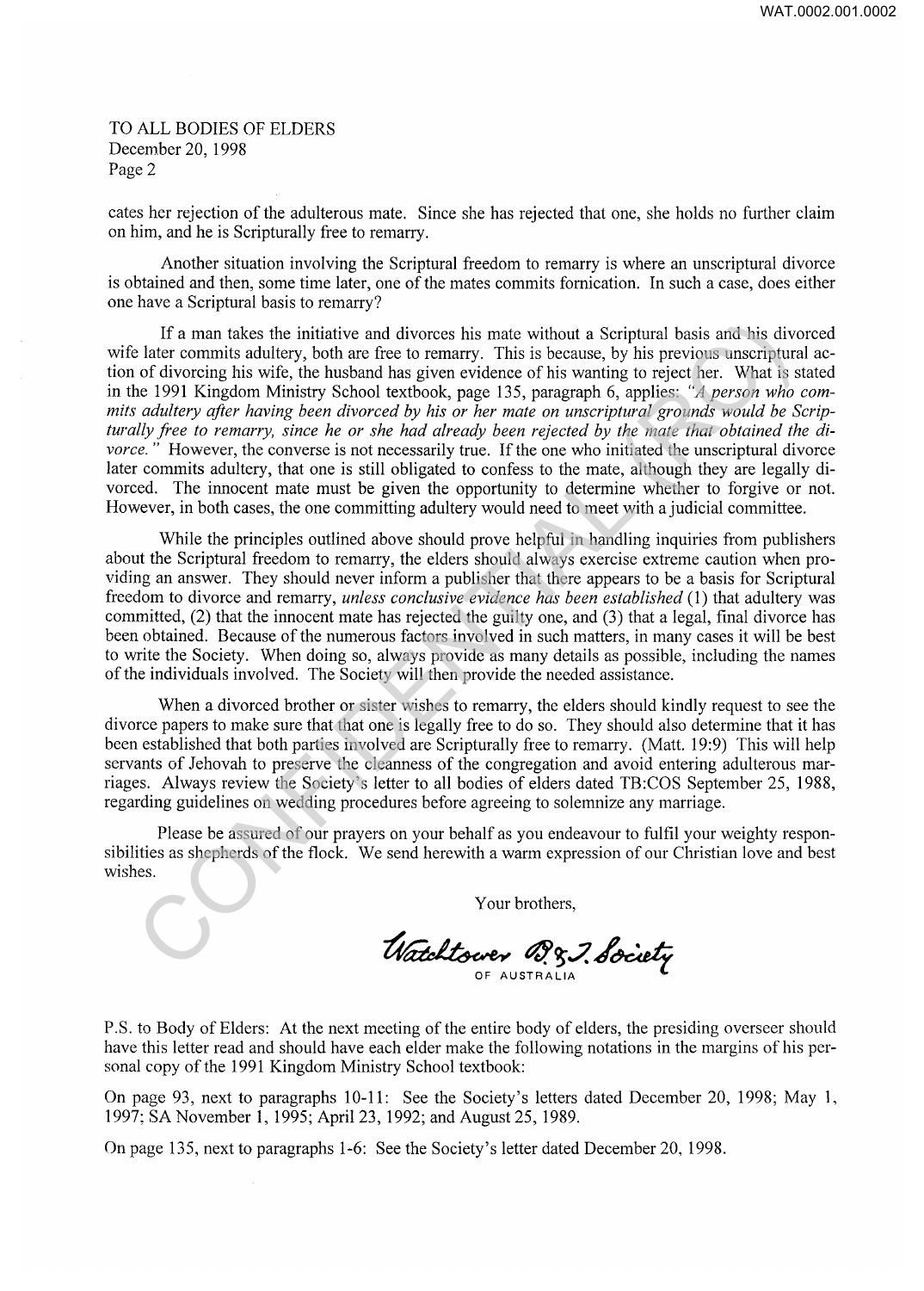TO ALL BODIES OF ELDERS
December 20, 1998
Page 2

cates her rejection of the adulterous mate. Since she has rejected that one, she holds no further claim on him, and he is Scripturally free to remarry.

Another situation involving the Scriptural freedom to remarry is where an unscriptural divorce is obtained and then, some time later, one of the mates commits fornication. In such a case, does either one have a Scriptural basis to remarry?

If a man takes the initiative and divorces his mate without a Scriptural basis and his divorced wife later commits adultery, both are free to remarry. This is because, by his previous unscriptural action of divorcing his wife, the husband has given evidence of his wanting to reject her. What is stated in the 1991 Kingdom Ministry School textbook, page 135, paragraph 6, applies: *"A person who commits adultery after having been divorced by his or her mate on unscriptural grounds would be Scripturally free to remarry, since he or she had already been rejected by the mate that obtained the divorce."* However, the converse is not necessarily true. If the one who initiated the unscriptural divorce later commits adultery, that one is still obligated to confess to the mate, although they are legally divorced. The innocent mate must be given the opportunity to determine whether to forgive or not. However, in both cases, the one committing adultery would need to meet with a judicial committee.

While the principles outlined above should prove helpful in handling inquiries from publishers about the Scriptural freedom to remarry, the elders should always exercise extreme caution when providing an answer. They should never inform a publisher that there appears to be a basis for Scriptural freedom to divorce and remarry, *unless conclusive evidence has been established* (1) that adultery was committed, (2) that the innocent mate has rejected the guilty one, and (3) that a legal, final divorce has been obtained. Because of the numerous factors involved in such matters, in many cases it will be best to write the Society. When doing so, always provide as many details as possible, including the names of the individuals involved. The Society will then provide the needed assistance.

When a divorced brother or sister wishes to remarry, the elders should kindly request to see the divorce papers to make sure that that one is legally free to do so. They should also determine that it has been established that both parties involved are Scripturally free to remarry. (Matt. 19:9) This will help servants of Jehovah to preserve the cleanness of the congregation and avoid entering adulterous marriages. Always review the Society's letter to all bodies of elders dated TB:COS September 25, 1988, regarding guidelines on wedding procedures before agreeing to solemnize any marriage.

Please be assured of our prayers on your behalf as you endeavour to fulfil your weighty responsibilities as shepherds of the flock. We send herewith a warm expression of our Christian love and best wishes.

Your brothers,

*Watchtower B.&T. Society*
OF AUSTRALIA

P.S. to Body of Elders: At the next meeting of the entire body of elders, the presiding overseer should have this letter read and should have each elder make the following notations in the margins of his personal copy of the 1991 Kingdom Ministry School textbook:

On page 93, next to paragraphs 10-11: See the Society's letters dated December 20, 1998; May 1, 1997; SA November 1, 1995; April 23, 1992; and August 25, 1989.

On page 135, next to paragraphs 1-6: See the Society's letter dated December 20, 1998.